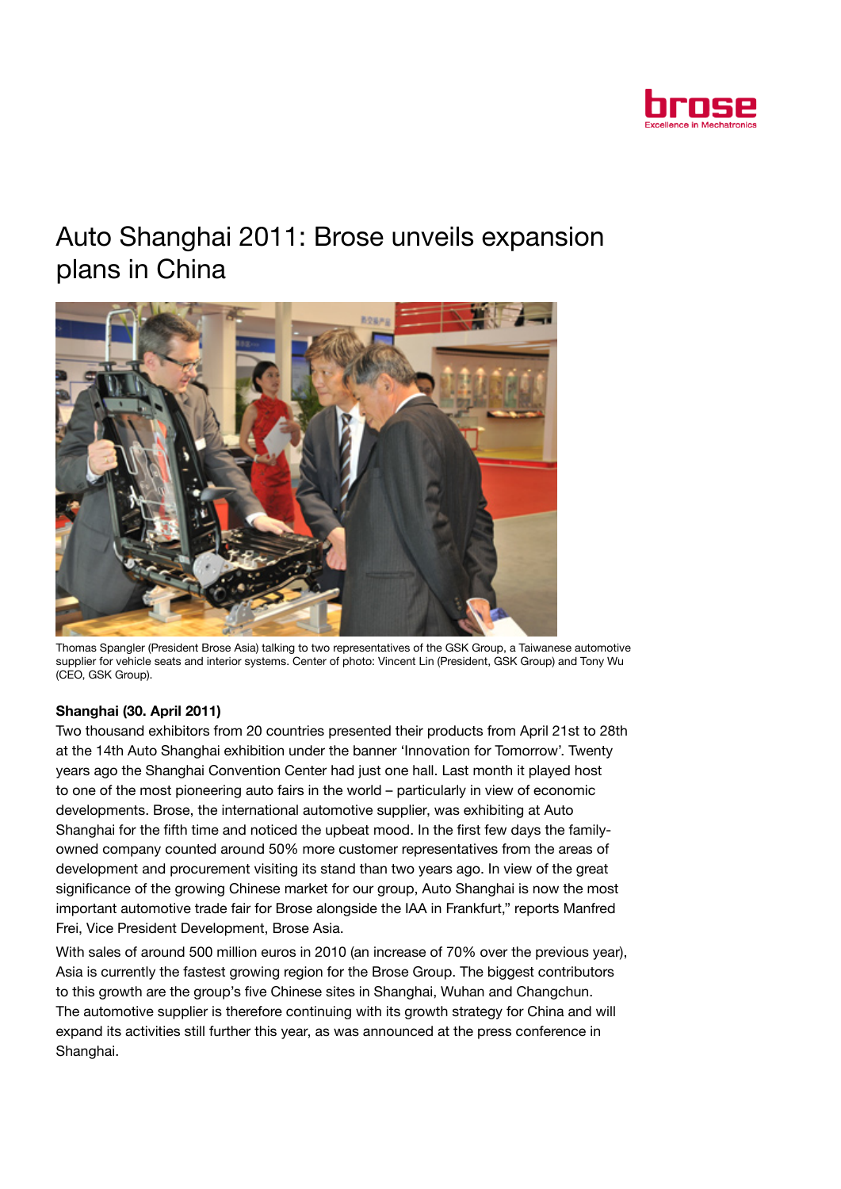# Auto Shanghai 2011: Brose unveils expansion plans in China

Thomas Spangler (President Brose Asia) talking to two representatives of the GSK Group, a Taiwanese automotive supplier for vehicle seats and interior systems. Center of photo: Vincent Lin (President, GSK Group) and Tony Wu (CEO, GSK Group).

**Shanghai (30. April 2011)**

Two thousand exhibitors from 20 countries presented their products from April 21st to 28th at the 14th Auto Shanghai exhibition under the banner 'Innovation for Tomorrow'. Twenty years ago the Shanghai Convention Center had just one hall. Last month it played host to one of the most pioneering auto fairs in the world – particularly in view of economic developments. Brose, the international automotive supplier, was exhibiting at Auto Shanghai for the fifth time and noticed the upbeat mood. In the first few days the family-owned company counted around 50% more customer representatives from the areas of development and procurement visiting its stand than two years ago. In view of the great significance of the growing Chinese market for our group, Auto Shanghai is now the most important automotive trade fair for Brose alongside the IAA in Frankfurt," reports Manfred Frei, Vice President Development, Brose Asia.

With sales of around 500 million euros in 2010 (an increase of 70% over the previous year), Asia is currently the fastest growing region for the Brose Group. The biggest contributors to this growth are the group's five Chinese sites in Shanghai, Wuhan and Changchun. The automotive supplier is therefore continuing with its growth strategy for China and will expand its activities still further this year, as was announced at the press conference in Shanghai.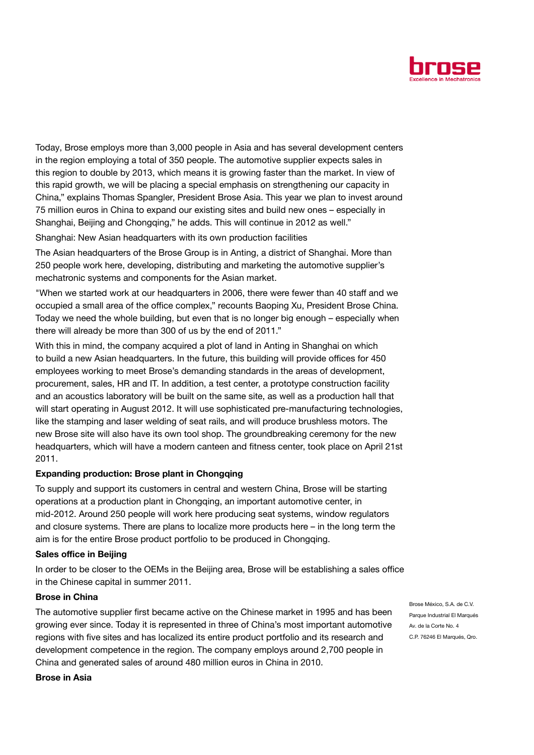Today, Brose employs more than 3,000 people in Asia and has several development centers in the region employing a total of 350 people. The automotive supplier expects sales in this region to double by 2013, which means it is growing faster than the market. In view of this rapid growth, we will be placing a special emphasis on strengthening our capacity in China," explains Thomas Spangler, President Brose Asia. This year we plan to invest around 75 million euros in China to expand our existing sites and build new ones – especially in Shanghai, Beijing and Chongqing," he adds. This will continue in 2012 as well."

Shanghai: New Asian headquarters with its own production facilities

The Asian headquarters of the Brose Group is in Anting, a district of Shanghai. More than 250 people work here, developing, distributing and marketing the automotive supplier's mechatronic systems and components for the Asian market.

"When we started work at our headquarters in 2006, there were fewer than 40 staff and we occupied a small area of the office complex," recounts Baoping Xu, President Brose China. Today we need the whole building, but even that is no longer big enough – especially when there will already be more than 300 of us by the end of 2011."

With this in mind, the company acquired a plot of land in Anting in Shanghai on which to build a new Asian headquarters. In the future, this building will provide offices for 450 employees working to meet Brose's demanding standards in the areas of development, procurement, sales, HR and IT. In addition, a test center, a prototype construction facility and an acoustics laboratory will be built on the same site, as well as a production hall that will start operating in August 2012. It will use sophisticated pre-manufacturing technologies, like the stamping and laser welding of seat rails, and will produce brushless motors. The new Brose site will also have its own tool shop. The groundbreaking ceremony for the new headquarters, which will have a modern canteen and fitness center, took place on April 21st 2011.

**Expanding production: Brose plant in Chongqing**

To supply and support its customers in central and western China, Brose will be starting operations at a production plant in Chongqing, an important automotive center, in mid-2012. Around 250 people will work here producing seat systems, window regulators and closure systems. There are plans to localize more products here – in the long term the aim is for the entire Brose product portfolio to be produced in Chongqing.

**Sales office in Beijing**

In order to be closer to the OEMs in the Beijing area, Brose will be establishing a sales office in the Chinese capital in summer 2011.

**Brose in China**

The automotive supplier first became active on the Chinese market in 1995 and has been growing ever since. Today it is represented in three of China's most important automotive regions with five sites and has localized its entire product portfolio and its research and development competence in the region. The company employs around 2,700 people in China and generated sales of around 480 million euros in China in 2010.

**Brose in Asia**

Brose México, S.A. de C.V.
Parque Industrial El Marqués
Av. de la Corte No. 4
C.P. 76246 El Marqués, Qro.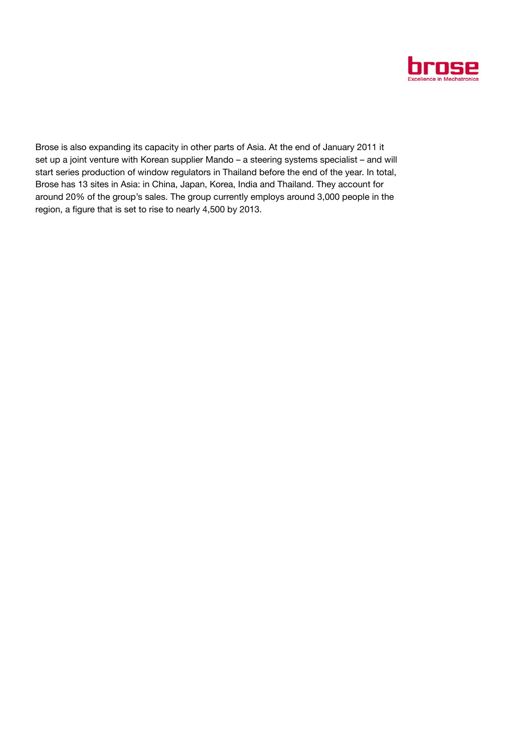Brose is also expanding its capacity in other parts of Asia. At the end of January 2011 it set up a joint venture with Korean supplier Mando – a steering systems specialist – and will start series production of window regulators in Thailand before the end of the year. In total, Brose has 13 sites in Asia: in China, Japan, Korea, India and Thailand. They account for around 20% of the group's sales. The group currently employs around 3,000 people in the region, a figure that is set to rise to nearly 4,500 by 2013.